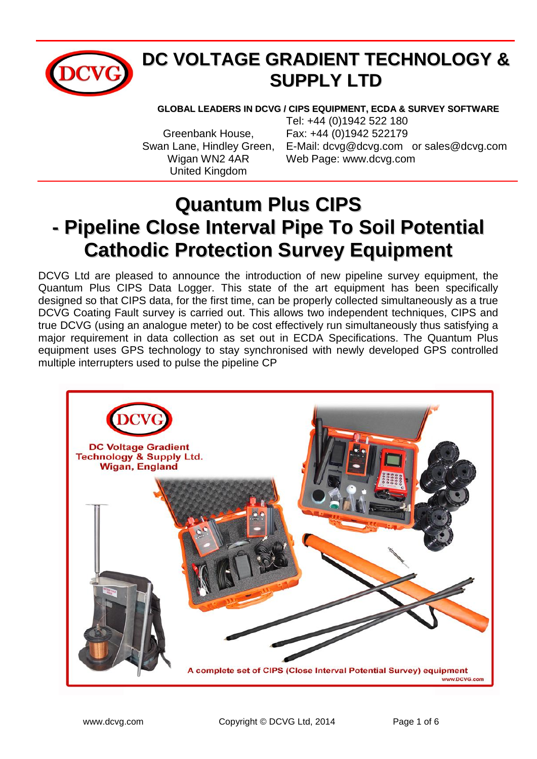# DC VOLTAGE GRADIENT TECHNOLOGY & SUPPLY LTD

**GLOBAL LEADERS IN DCVG / CIPS EQUIPMENT, ECDA & SURVEY SOFTWARE**

Greenbank House,
Swan Lane, Hindley Green,
Wigan WN2 4AR
United Kingdom

Tel: +44 (0)1942 522 180
Fax: +44 (0)1942 522179
E-Mail: dcvg@dcvg.com or sales@dcvg.com
Web Page: www.dcvg.com

# Quantum Plus CIPS - Pipeline Close Interval Pipe To Soil Potential Cathodic Protection Survey Equipment

DCVG Ltd are pleased to announce the introduction of new pipeline survey equipment, the Quantum Plus CIPS Data Logger. This state of the art equipment has been specifically designed so that CIPS data, for the first time, can be properly collected simultaneously as a true DCVG Coating Fault survey is carried out. This allows two independent techniques, CIPS and true DCVG (using an analogue meter) to be cost effectively run simultaneously thus satisfying a major requirement in data collection as set out in ECDA Specifications. The Quantum Plus equipment uses GPS technology to stay synchronised with newly developed GPS controlled multiple interrupters used to pulse the pipeline CP

DCVG
DC Voltage Gradient Technology & Supply Ltd.
Wigan, England

A complete set of CIPS (Close Interval Potential Survey) equipment
www.DCVG.com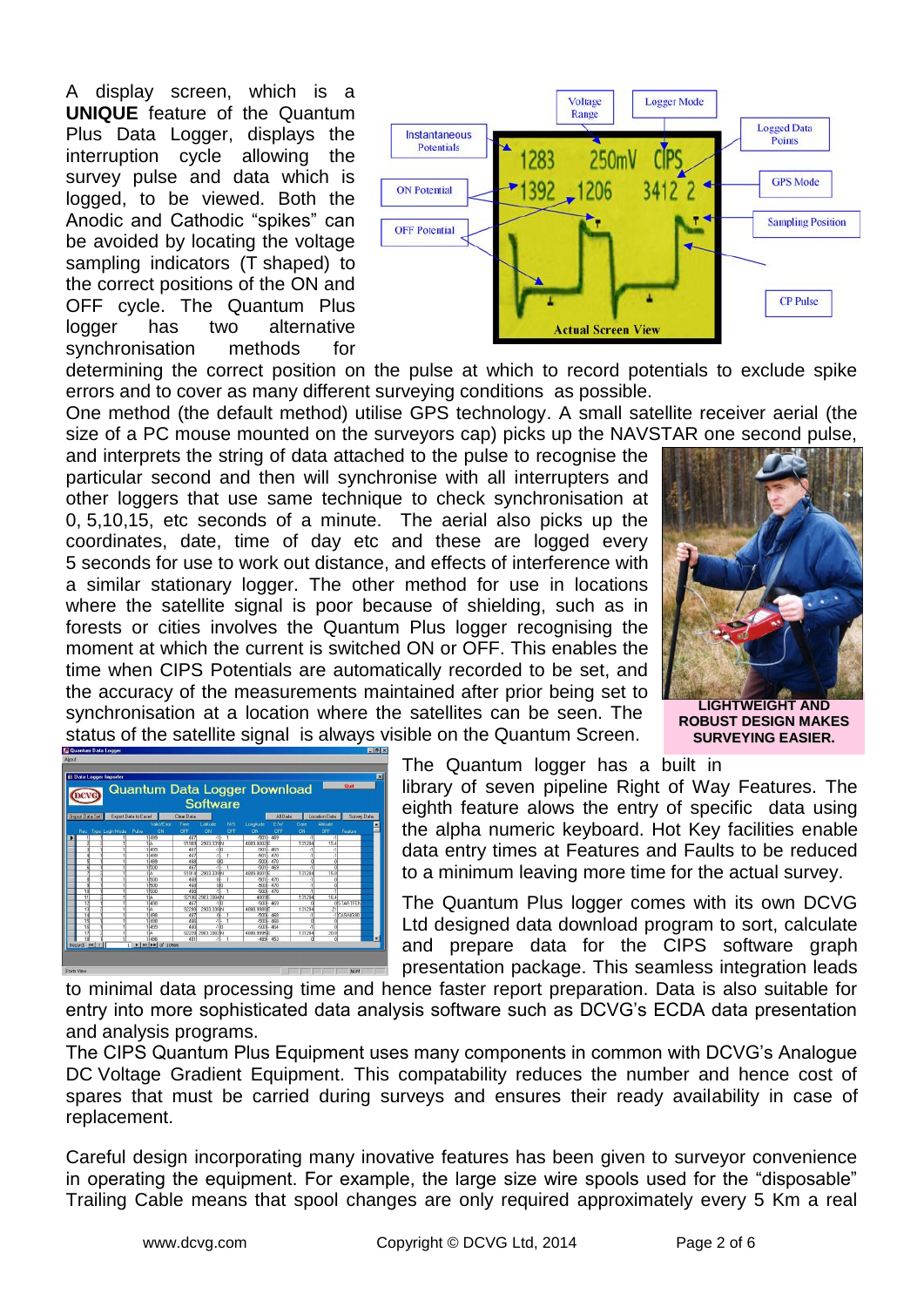A display screen, which is a **UNIQUE** feature of the Quantum Plus Data Logger, displays the interruption cycle allowing the survey pulse and data which is logged, to be viewed. Both the Anodic and Cathodic "spikes" can be avoided by locating the voltage sampling indicators (T shaped) to the correct positions of the ON and OFF cycle. The Quantum Plus logger has two alternative synchronisation methods for determining the correct position on the pulse at which to record potentials to exclude spike errors and to cover as many different surveying conditions as possible.

One method (the default method) utilise GPS technology. A small satellite receiver aerial (the size of a PC mouse mounted on the surveyors cap) picks up the NAVSTAR one second pulse, and interprets the string of data attached to the pulse to recognise the particular second and then will synchronise with all interrupters and other loggers that use same technique to check synchronisation at 0, 5,10,15, etc seconds of a minute. The aerial also picks up the coordinates, date, time of day etc and these are logged every 5 seconds for use to work out distance, and effects of interference with a similar stationary logger. The other method for use in locations where the satellite signal is poor because of shielding, such as in forests or cities involves the Quantum Plus logger recognising the moment at which the current is switched ON or OFF. This enables the time when CIPS Potentials are automatically recorded to be set, and the accuracy of the measurements maintained after prior being set to synchronisation at a location where the satellites can be seen. The status of the satellite signal is always visible on the Quantum Screen.

**LIGHTWEIGHT AND ROBUST DESIGN MAKES SURVEYING EASIER.**

The Quantum logger has a built in library of seven pipeline Right of Way Features. The eighth feature alows the entry of specific data using the alpha numeric keyboard. Hot Key facilities enable data entry times at Features and Faults to be reduced to a minimum leaving more time for the actual survey.

The Quantum Plus logger comes with its own DCVG Ltd designed data download program to sort, calculate and prepare data for the CIPS software graph presentation package. This seamless integration leads to minimal data processing time and hence faster report preparation. Data is also suitable for entry into more sophisticated data analysis software such as DCVG's ECDA data presentation and analysis programs.

The CIPS Quantum Plus Equipment uses many components in common with DCVG's Analogue DC Voltage Gradient Equipment. This compatability reduces the number and hence cost of spares that must be carried during surveys and ensures their ready availability in case of replacement.

Careful design incorporating many inovative features has been given to surveyor convenience in operating the equipment. For example, the large size wire spools used for the "disposable" Trailing Cable means that spool changes are only required approximately every 5 Km a real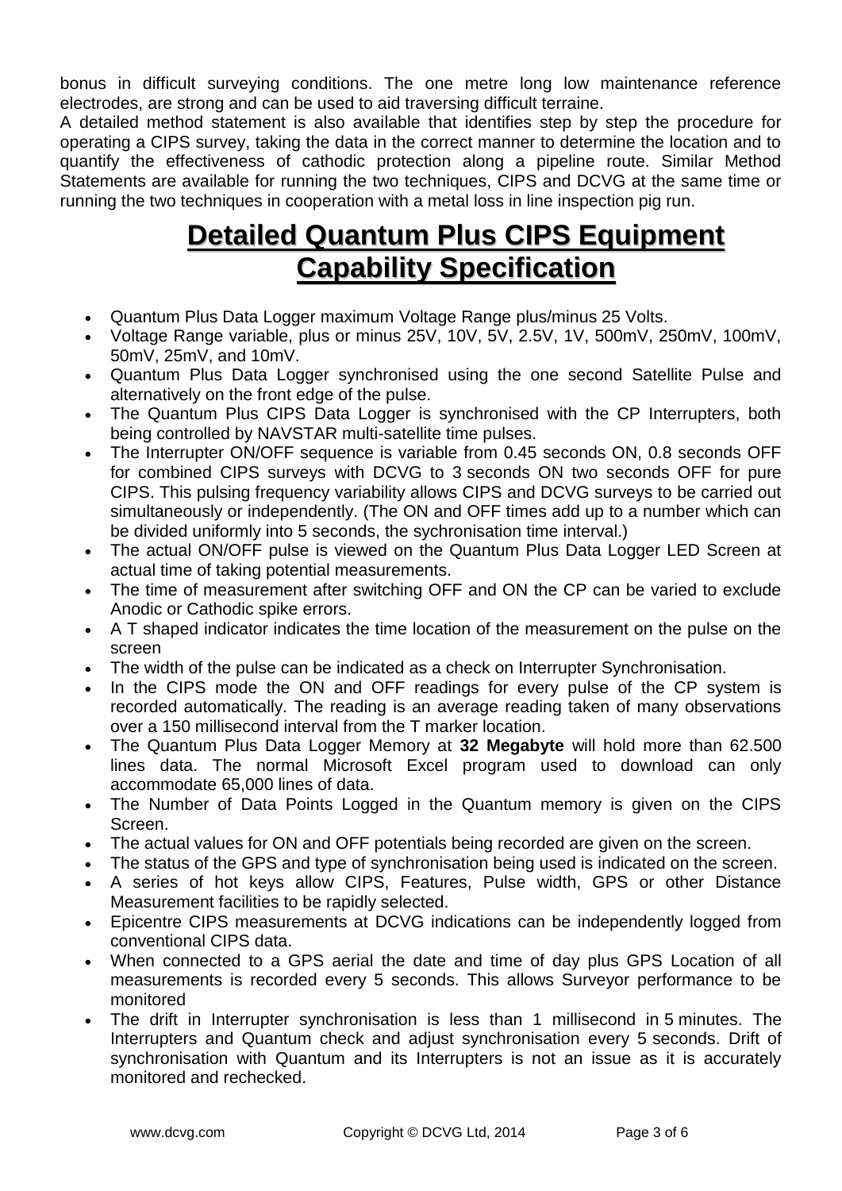bonus in difficult surveying conditions. The one metre long low maintenance reference electrodes, are strong and can be used to aid traversing difficult terraine.

A detailed method statement is also available that identifies step by step the procedure for operating a CIPS survey, taking the data in the correct manner to determine the location and to quantify the effectiveness of cathodic protection along a pipeline route. Similar Method Statements are available for running the two techniques, CIPS and DCVG at the same time or running the two techniques in cooperation with a metal loss in line inspection pig run.

# Detailed Quantum Plus CIPS Equipment Capability Specification

- Quantum Plus Data Logger maximum Voltage Range plus/minus 25 Volts.
- Voltage Range variable, plus or minus 25V, 10V, 5V, 2.5V, 1V, 500mV, 250mV, 100mV, 50mV, 25mV, and 10mV.
- Quantum Plus Data Logger synchronised using the one second Satellite Pulse and alternatively on the front edge of the pulse.
- The Quantum Plus CIPS Data Logger is synchronised with the CP Interrupters, both being controlled by NAVSTAR multi-satellite time pulses.
- The Interrupter ON/OFF sequence is variable from 0.45 seconds ON, 0.8 seconds OFF for combined CIPS surveys with DCVG to 3 seconds ON two seconds OFF for pure CIPS. This pulsing frequency variability allows CIPS and DCVG surveys to be carried out simultaneously or independently. (The ON and OFF times add up to a number which can be divided uniformly into 5 seconds, the sychronisation time interval.)
- The actual ON/OFF pulse is viewed on the Quantum Plus Data Logger LED Screen at actual time of taking potential measurements.
- The time of measurement after switching OFF and ON the CP can be varied to exclude Anodic or Cathodic spike errors.
- A T shaped indicator indicates the time location of the measurement on the pulse on the screen
- The width of the pulse can be indicated as a check on Interrupter Synchronisation.
- In the CIPS mode the ON and OFF readings for every pulse of the CP system is recorded automatically. The reading is an average reading taken of many observations over a 150 millisecond interval from the T marker location.
- The Quantum Plus Data Logger Memory at **32 Megabyte** will hold more than 62.500 lines data. The normal Microsoft Excel program used to download can only accommodate 65,000 lines of data.
- The Number of Data Points Logged in the Quantum memory is given on the CIPS Screen.
- The actual values for ON and OFF potentials being recorded are given on the screen.
- The status of the GPS and type of synchronisation being used is indicated on the screen.
- A series of hot keys allow CIPS, Features, Pulse width, GPS or other Distance Measurement facilities to be rapidly selected.
- Epicentre CIPS measurements at DCVG indications can be independently logged from conventional CIPS data.
- When connected to a GPS aerial the date and time of day plus GPS Location of all measurements is recorded every 5 seconds. This allows Surveyor performance to be monitored
- The drift in Interrupter synchronisation is less than 1 millisecond in 5 minutes. The Interrupters and Quantum check and adjust synchronisation every 5 seconds. Drift of synchronisation with Quantum and its Interrupters is not an issue as it is accurately monitored and rechecked.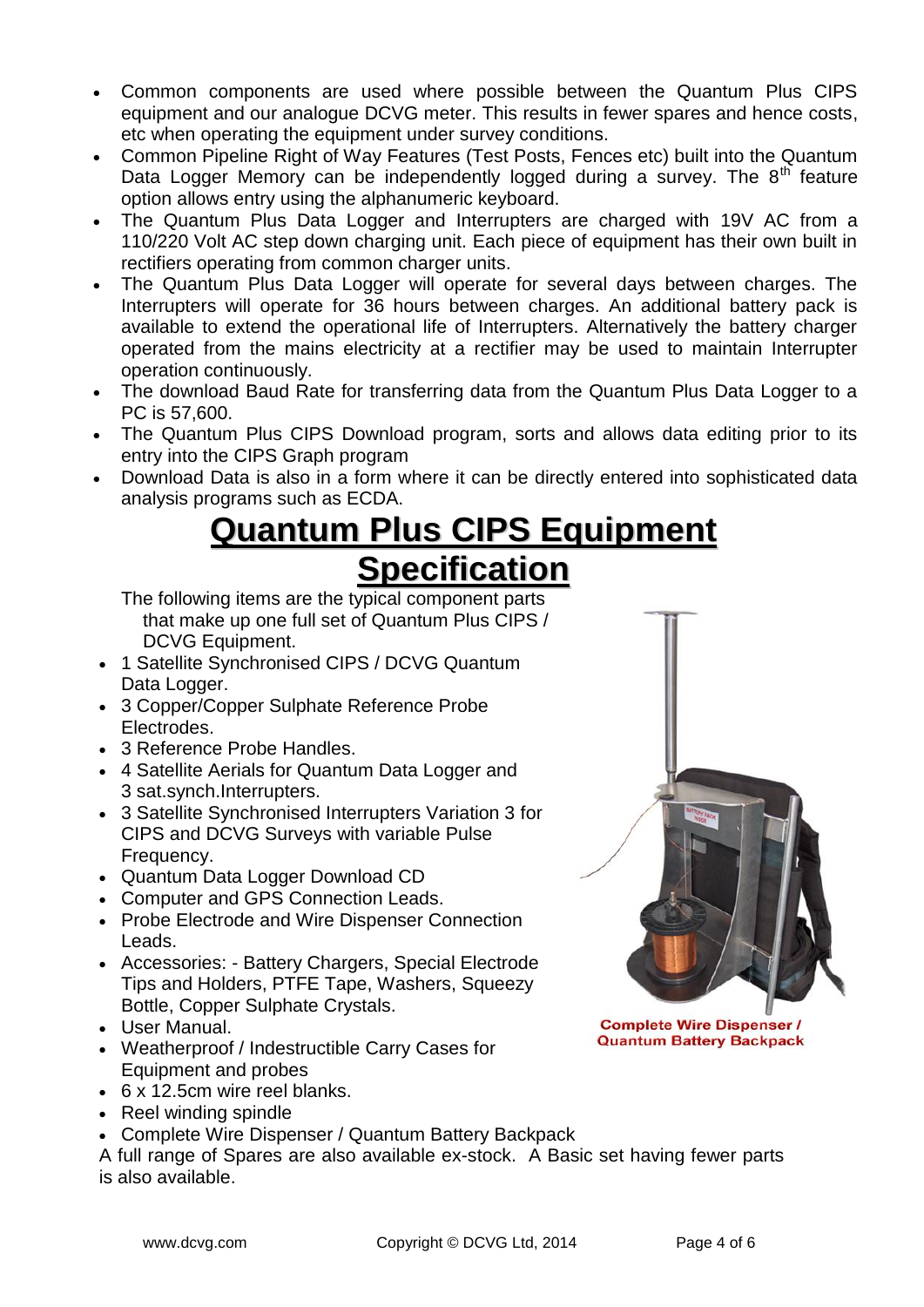- Common components are used where possible between the Quantum Plus CIPS equipment and our analogue DCVG meter. This results in fewer spares and hence costs, etc when operating the equipment under survey conditions.
- Common Pipeline Right of Way Features (Test Posts, Fences etc) built into the Quantum Data Logger Memory can be independently logged during a survey. The $8^{th}$ feature option allows entry using the alphanumeric keyboard.
- The Quantum Plus Data Logger and Interrupters are charged with 19V AC from a 110/220 Volt AC step down charging unit. Each piece of equipment has their own built in rectifiers operating from common charger units.
- The Quantum Plus Data Logger will operate for several days between charges. The Interrupters will operate for 36 hours between charges. An additional battery pack is available to extend the operational life of Interrupters. Alternatively the battery charger operated from the mains electricity at a rectifier may be used to maintain Interrupter operation continuously.
- The download Baud Rate for transferring data from the Quantum Plus Data Logger to a PC is 57,600.
- The Quantum Plus CIPS Download program, sorts and allows data editing prior to its entry into the CIPS Graph program
- Download Data is also in a form where it can be directly entered into sophisticated data analysis programs such as ECDA.

# Quantum Plus CIPS Equipment Specification

The following items are the typical component parts that make up one full set of Quantum Plus CIPS / DCVG Equipment.

- 1 Satellite Synchronised CIPS / DCVG Quantum Data Logger.
- 3 Copper/Copper Sulphate Reference Probe Electrodes.
- 3 Reference Probe Handles.
- 4 Satellite Aerials for Quantum Data Logger and 3 sat.synch.Interrupters.
- 3 Satellite Synchronised Interrupters Variation 3 for CIPS and DCVG Surveys with variable Pulse Frequency.
- Quantum Data Logger Download CD
- Computer and GPS Connection Leads.
- Probe Electrode and Wire Dispenser Connection Leads.
- Accessories: - Battery Chargers, Special Electrode Tips and Holders, PTFE Tape, Washers, Squeezy Bottle, Copper Sulphate Crystals.
- User Manual.
- Weatherproof / Indestructible Carry Cases for Equipment and probes
- 6 x 12.5cm wire reel blanks.
- Reel winding spindle
- Complete Wire Dispenser / Quantum Battery Backpack

**Complete Wire Dispenser / Quantum Battery Backpack**

A full range of Spares are also available ex-stock. A Basic set having fewer parts is also available.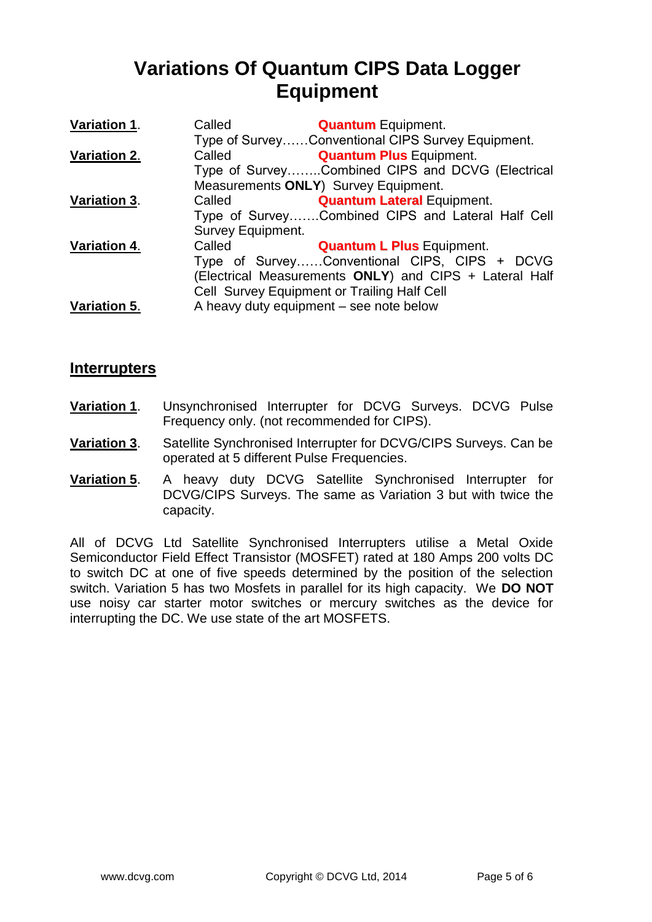# Variations Of Quantum CIPS Data Logger Equipment

**Variation 1**. Called **Quantum** Equipment.
Type of Survey……Conventional CIPS Survey Equipment.

**Variation 2**. Called **Quantum Plus** Equipment.
Type of Survey……..Combined CIPS and DCVG (Electrical Measurements **ONLY**) Survey Equipment.

**Variation 3**. Called **Quantum Lateral** Equipment.
Type of Survey…….Combined CIPS and Lateral Half Cell Survey Equipment.

**Variation 4**. Called **Quantum L Plus** Equipment.
Type of Survey……Conventional CIPS, CIPS + DCVG (Electrical Measurements **ONLY**) and CIPS + Lateral Half Cell Survey Equipment or Trailing Half Cell

**Variation 5**. A heavy duty equipment – see note below

## Interrupters

**Variation 1**. Unsynchronised Interrupter for DCVG Surveys. DCVG Pulse Frequency only. (not recommended for CIPS).

**Variation 3**. Satellite Synchronised Interrupter for DCVG/CIPS Surveys. Can be operated at 5 different Pulse Frequencies.

**Variation 5**. A heavy duty DCVG Satellite Synchronised Interrupter for DCVG/CIPS Surveys. The same as Variation 3 but with twice the capacity.

All of DCVG Ltd Satellite Synchronised Interrupters utilise a Metal Oxide Semiconductor Field Effect Transistor (MOSFET) rated at 180 Amps 200 volts DC to switch DC at one of five speeds determined by the position of the selection switch. Variation 5 has two Mosfets in parallel for its high capacity. We **DO NOT** use noisy car starter motor switches or mercury switches as the device for interrupting the DC. We use state of the art MOSFETS.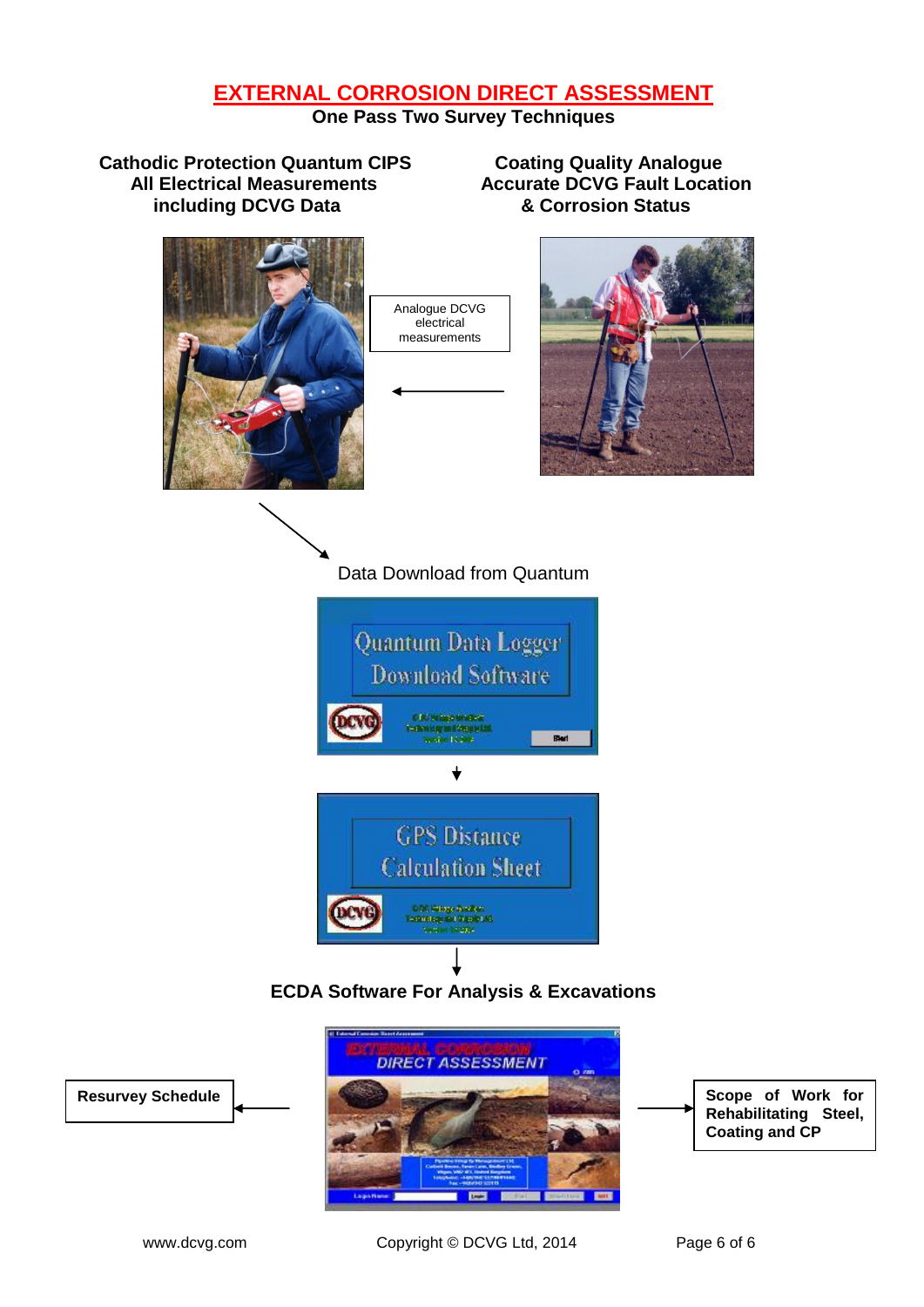# EXTERNAL CORROSION DIRECT ASSESSMENT

**One Pass Two Survey Techniques**

**Cathodic Protection Quantum CIPS**
**All Electrical Measurements**
**including DCVG Data**

**Coating Quality Analogue**
**Accurate DCVG Fault Location**
**& Corrosion Status**

Analogue DCVG electrical measurements

Data Download from Quantum

Quantum Data Logger Download Software

GPS Distance Calculation Sheet

**ECDA Software For Analysis & Excavations**

EXTERNAL CORROSION DIRECT ASSESSMENT

**Resurvey Schedule**

**Scope of Work for Rehabilitating Steel, Coating and CP**

www.dcvg.com

Copyright © DCVG Ltd, 2014